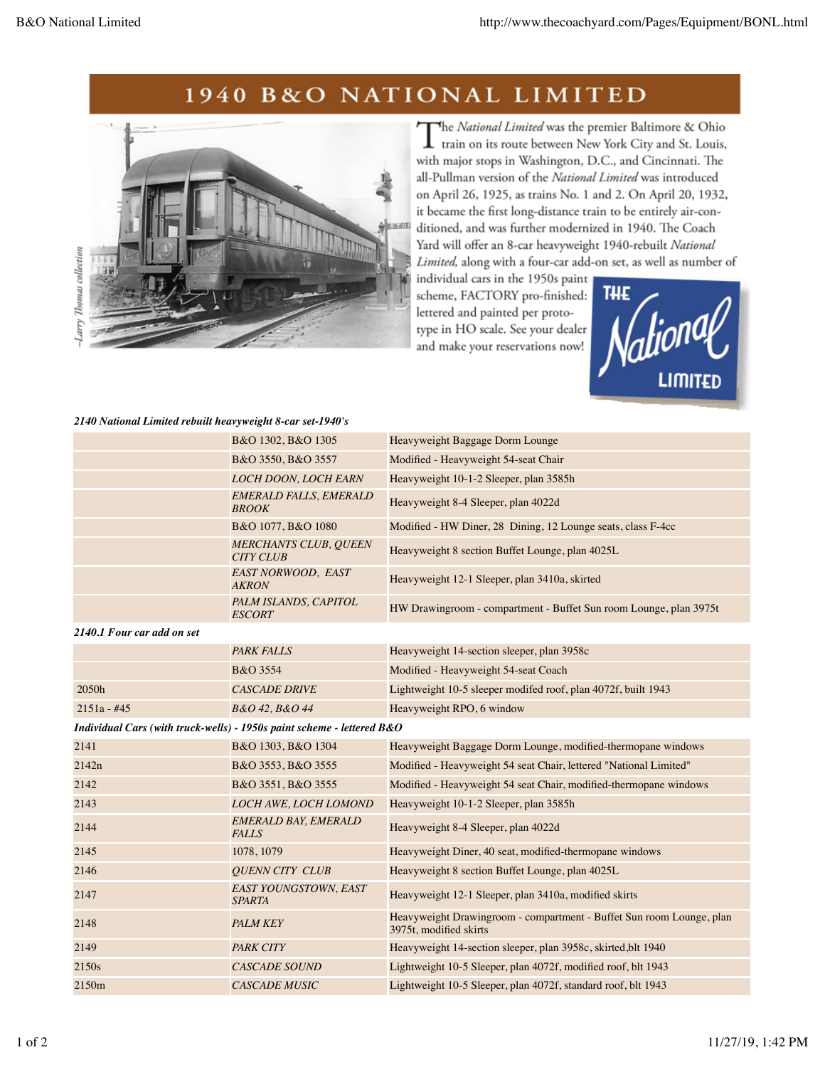# 1940 B&O NATIONAL LIMITED

–Larry Thomas collection

The *National Limited* was the premier Baltimore & Ohio train on its route between New York City and St. Louis, with major stops in Washington, D.C., and Cincinnati. The all-Pullman version of the *National Limited* was introduced on April 26, 1925, as trains No. 1 and 2. On April 20, 1932, it became the first long-distance train to be entirely air-conditioned, and was further modernized in 1940. The Coach Yard will offer an 8-car heavyweight 1940-rebuilt *National Limited*, along with a four-car add-on set, as well as number of individual cars in the 1950s paint scheme, FACTORY pro-finished: lettered and painted per prototype in HO scale. See your dealer and make your reservations now!

THE National LIMITED

***2140 National Limited rebuilt heavyweight 8-car set-1940's***

| | | |
|---|---|---|
| | B&O 1302, B&O 1305 | Heavyweight Baggage Dorm Lounge |
| | B&O 3550, B&O 3557 | Modified - Heavyweight 54-seat Chair |
| | *LOCH DOON, LOCH EARN* | Heavyweight 10-1-2 Sleeper, plan 3585h |
| | *EMERALD FALLS, EMERALD BROOK* | Heavyweight 8-4 Sleeper, plan 4022d |
| | B&O 1077, B&O 1080 | Modified - HW Diner, 28 Dining, 12 Lounge seats, class F-4cc |
| | *MERCHANTS CLUB, QUEEN CITY CLUB* | Heavyweight 8 section Buffet Lounge, plan 4025L |
| | *EAST NORWOOD, EAST AKRON* | Heavyweight 12-1 Sleeper, plan 3410a, skirted |
| | *PALM ISLANDS, CAPITOL ESCORT* | HW Drawingroom - compartment - Buffet Sun room Lounge, plan 3975t |

***2140.1 Four car add on set***

| | | |
|---|---|---|
| | *PARK FALLS* | Heavyweight 14-section sleeper, plan 3958c |
| | B&O 3554 | Modified - Heavyweight 54-seat Coach |
| 2050h | *CASCADE DRIVE* | Lightweight 10-5 sleeper modifed roof, plan 4072f, built 1943 |
| 2151a - #45 | *B&O 42, B&O 44* | Heavyweight RPO, 6 window |

***Individual Cars (with truck-wells) - 1950s paint scheme - lettered B&O***

| | | |
|---|---|---|
| 2141 | B&O 1303, B&O 1304 | Heavyweight Baggage Dorm Lounge, modified-thermopane windows |
| 2142n | B&O 3553, B&O 3555 | Modified - Heavyweight 54 seat Chair, lettered "National Limited" |
| 2142 | B&O 3551, B&O 3555 | Modified - Heavyweight 54 seat Chair, modified-thermopane windows |
| 2143 | *LOCH AWE, LOCH LOMOND* | Heavyweight 10-1-2 Sleeper, plan 3585h |
| 2144 | *EMERALD BAY, EMERALD FALLS* | Heavyweight 8-4 Sleeper, plan 4022d |
| 2145 | 1078, 1079 | Heavyweight Diner, 40 seat, modified-thermopane windows |
| 2146 | *QUENN CITY CLUB* | Heavyweight 8 section Buffet Lounge, plan 4025L |
| 2147 | *EAST YOUNGSTOWN, EAST SPARTA* | Heavyweight 12-1 Sleeper, plan 3410a, modified skirts |
| 2148 | *PALM KEY* | Heavyweight Drawingroom - compartment - Buffet Sun room Lounge, plan 3975t, modified skirts |
| 2149 | *PARK CITY* | Heavyweight 14-section sleeper, plan 3958c, skirted,blt 1940 |
| 2150s | *CASCADE SOUND* | Lightweight 10-5 Sleeper, plan 4072f, modified roof, blt 1943 |
| 2150m | *CASCADE MUSIC* | Lightweight 10-5 Sleeper, plan 4072f, standard roof, blt 1943 |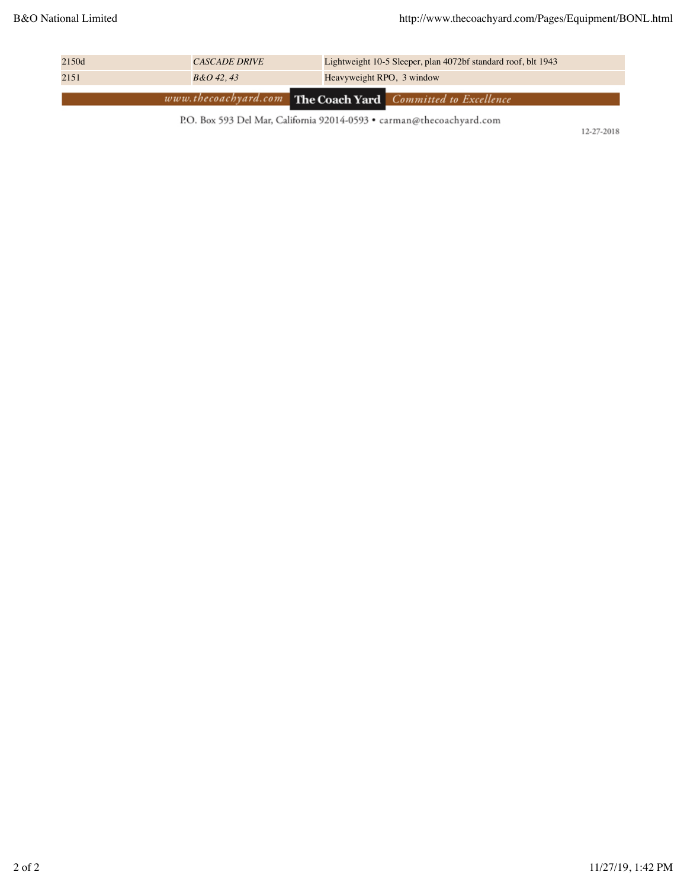| | | |
|---|---|---|
| 2150d | *CASCADE DRIVE* | Lightweight 10-5 Sleeper, plan 4072bf standard roof, blt 1943 |
| 2151 | *B&O 42, 43* | Heavyweight RPO, 3 window |

*www.thecoachyard.com* **The Coach Yard** *Committed to Excellence*

P.O. Box 593 Del Mar, California 92014-0593 • carman@thecoachyard.com

12-27-2018